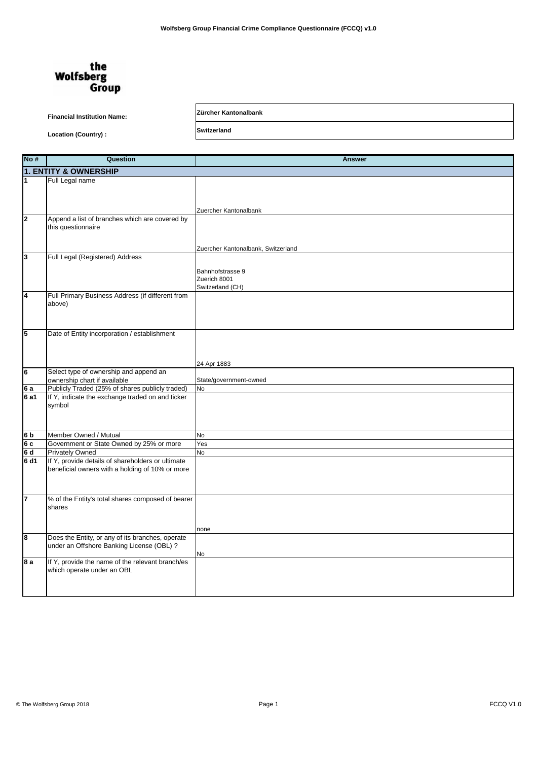# Wolfsberg Group Financial Crime Compliance Questionnaire (FCCQ) v1.0

the Wolfsberg Group

**Financial Institution Name:** **Zürcher Kantonalbank**

**Location (Country) :** **Switzerland**

| No # | Question | Answer |
|---|---|---|
| **1. ENTITY & OWNERSHIP** | | |
| 1 | Full Legal name | Zuercher Kantonalbank |
| 2 | Append a list of branches which are covered by this questionnaire | Zuercher Kantonalbank, Switzerland |
| 3 | Full Legal (Registered) Address | Bahnhofstrasse 9<br>Zuerich 8001<br>Switzerland (CH) |
| 4 | Full Primary Business Address (if different from above) | |
| 5 | Date of Entity incorporation / establishment | 24 Apr 1883 |
| 6 | Select type of ownership and append an ownership chart if available | State/government-owned |
| 6 a | Publicly Traded (25% of shares publicly traded) | No |
| 6 a1 | If Y, indicate the exchange traded on and ticker symbol | |
| 6 b | Member Owned / Mutual | No |
| 6 c | Government or State Owned by 25% or more | Yes |
| 6 d | Privately Owned | No |
| 6 d1 | If Y, provide details of shareholders or ultimate beneficial owners with a holding of 10% or more | |
| 7 | % of the Entity's total shares composed of bearer shares | none |
| 8 | Does the Entity, or any of its branches, operate under an Offshore Banking License (OBL) ? | No |
| 8 a | If Y, provide the name of the relevant branch/es which operate under an OBL | |

© The Wolfsberg Group 2018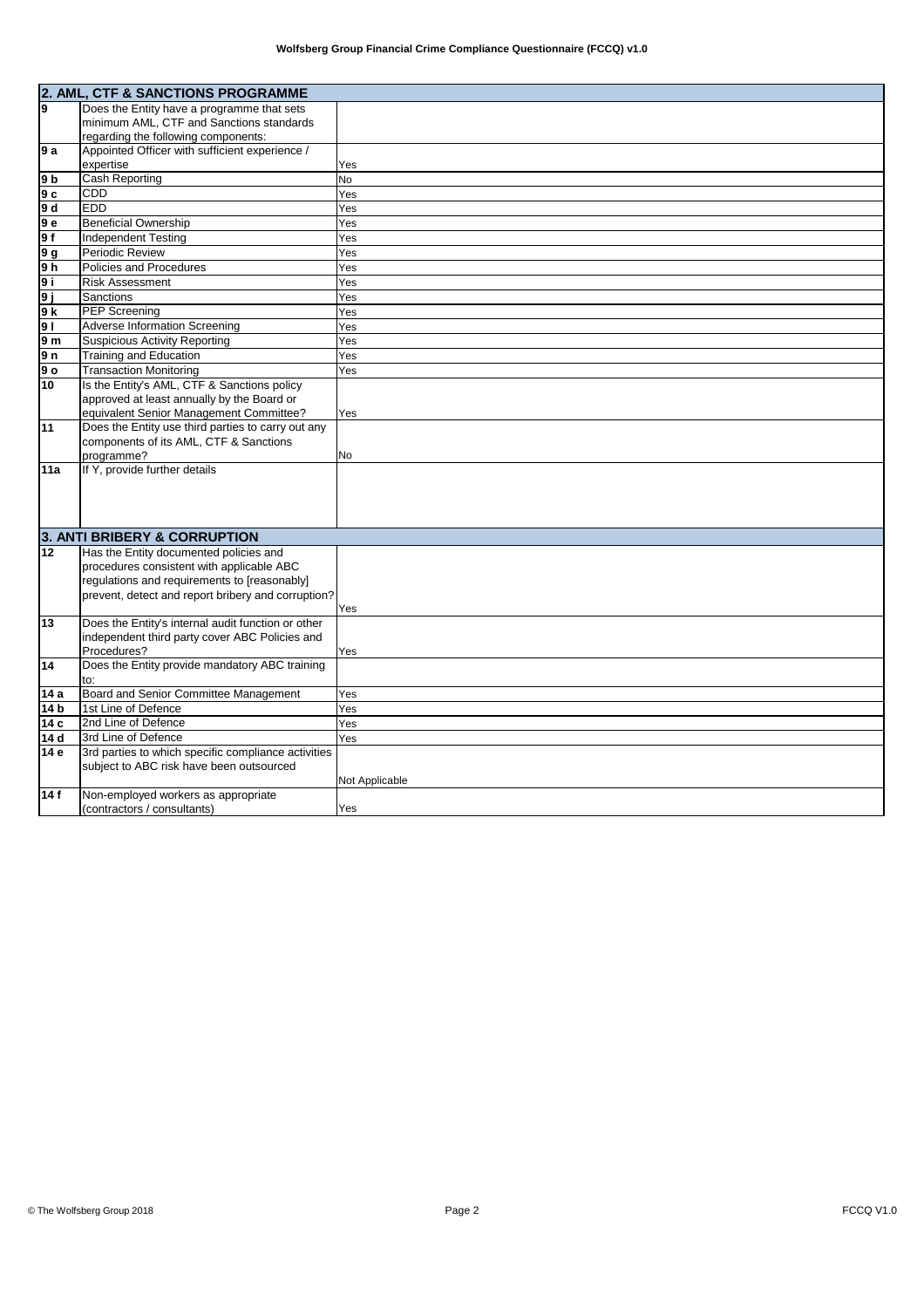## 2. AML, CTF & SANCTIONS PROGRAMME

| | | |
|---|---|---|
| 9 | Does the Entity have a programme that sets minimum AML, CTF and Sanctions standards regarding the following components: | |
| 9 a | Appointed Officer with sufficient experience / expertise | Yes |
| 9 b | Cash Reporting | No |
| 9 c | CDD | Yes |
| 9 d | EDD | Yes |
| 9 e | Beneficial Ownership | Yes |
| 9 f | Independent Testing | Yes |
| 9 g | Periodic Review | Yes |
| 9 h | Policies and Procedures | Yes |
| 9 i | Risk Assessment | Yes |
| 9 j | Sanctions | Yes |
| 9 k | PEP Screening | Yes |
| 9 l | Adverse Information Screening | Yes |
| 9 m | Suspicious Activity Reporting | Yes |
| 9 n | Training and Education | Yes |
| 9 o | Transaction Monitoring | Yes |
| 10 | Is the Entity's AML, CTF & Sanctions policy approved at least annually by the Board or equivalent Senior Management Committee? | Yes |
| 11 | Does the Entity use third parties to carry out any components of its AML, CTF & Sanctions programme? | No |
| 11a | If Y, provide further details | |

## 3. ANTI BRIBERY & CORRUPTION

| | | |
|---|---|---|
| 12 | Has the Entity documented policies and procedures consistent with applicable ABC regulations and requirements to [reasonably] prevent, detect and report bribery and corruption? | Yes |
| 13 | Does the Entity's internal audit function or other independent third party cover ABC Policies and Procedures? | Yes |
| 14 | Does the Entity provide mandatory ABC training to: | |
| 14 a | Board and Senior Committee Management | Yes |
| 14 b | 1st Line of Defence | Yes |
| 14 c | 2nd Line of Defence | Yes |
| 14 d | 3rd Line of Defence | Yes |
| 14 e | 3rd parties to which specific compliance activities subject to ABC risk have been outsourced | Not Applicable |
| 14 f | Non-employed workers as appropriate (contractors / consultants) | Yes |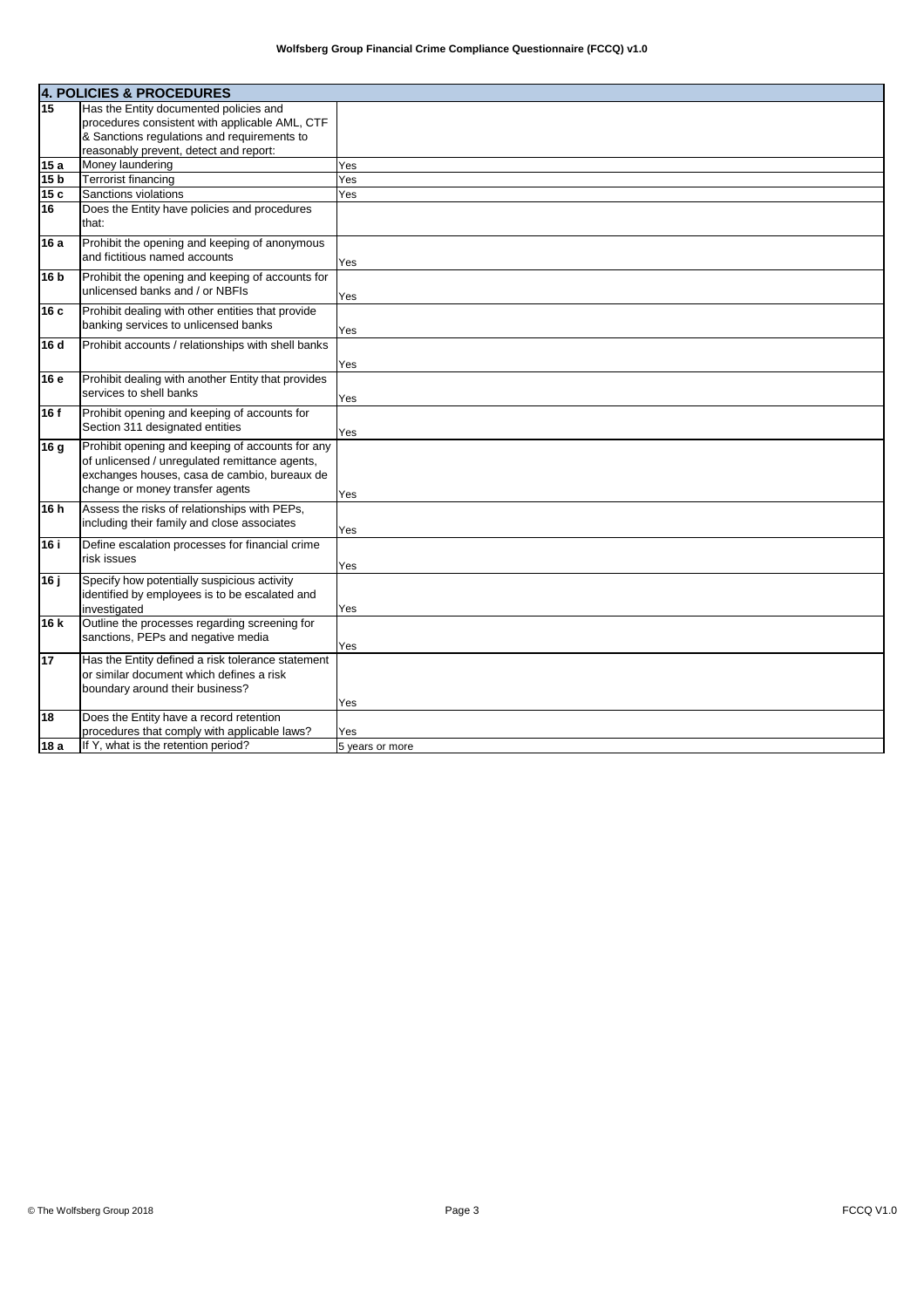| **4. POLICIES & PROCEDURES** | | |
|---|---|---|
| **15** | Has the Entity documented policies and procedures consistent with applicable AML, CTF & Sanctions regulations and requirements to reasonably prevent, detect and report: | |
| **15 a** | Money laundering | Yes |
| **15 b** | Terrorist financing | Yes |
| **15 c** | Sanctions violations | Yes |
| **16** | Does the Entity have policies and procedures that: | |
| **16 a** | Prohibit the opening and keeping of anonymous and fictitious named accounts | Yes |
| **16 b** | Prohibit the opening and keeping of accounts for unlicensed banks and / or NBFIs | Yes |
| **16 c** | Prohibit dealing with other entities that provide banking services to unlicensed banks | Yes |
| **16 d** | Prohibit accounts / relationships with shell banks | Yes |
| **16 e** | Prohibit dealing with another Entity that provides services to shell banks | Yes |
| **16 f** | Prohibit opening and keeping of accounts for Section 311 designated entities | Yes |
| **16 g** | Prohibit opening and keeping of accounts for any of unlicensed / unregulated remittance agents, exchanges houses, casa de cambio, bureaux de change or money transfer agents | Yes |
| **16 h** | Assess the risks of relationships with PEPs, including their family and close associates | Yes |
| **16 i** | Define escalation processes for financial crime risk issues | Yes |
| **16 j** | Specify how potentially suspicious activity identified by employees is to be escalated and investigated | Yes |
| **16 k** | Outline the processes regarding screening for sanctions, PEPs and negative media | Yes |
| **17** | Has the Entity defined a risk tolerance statement or similar document which defines a risk boundary around their business? | Yes |
| **18** | Does the Entity have a record retention procedures that comply with applicable laws? | Yes |
| **18 a** | If Y, what is the retention period? | 5 years or more |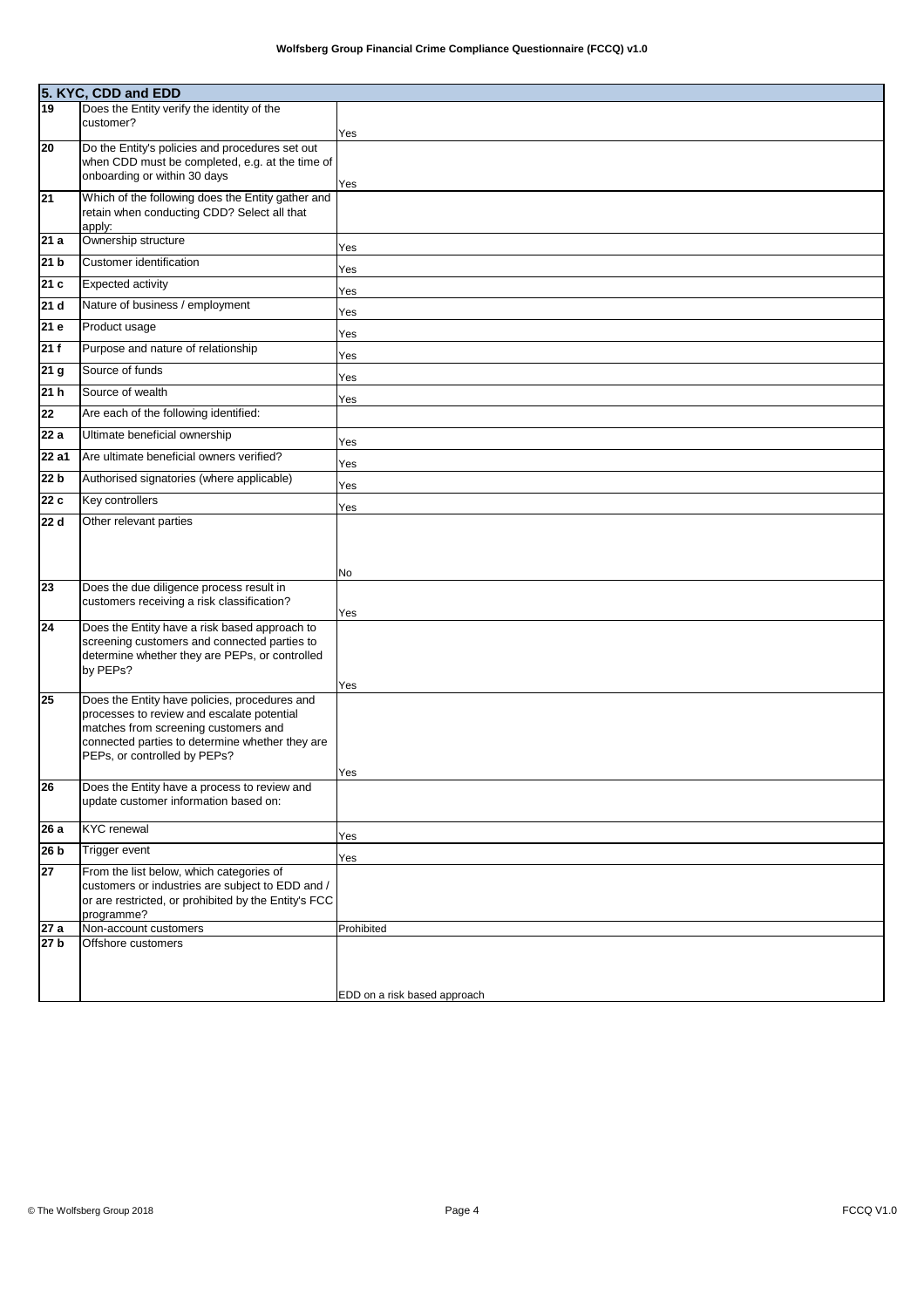| 5. KYC, CDD and EDD | | |
|---|---|---|
| 19 | Does the Entity verify the identity of the customer? | Yes |
| 20 | Do the Entity's policies and procedures set out when CDD must be completed, e.g. at the time of onboarding or within 30 days | Yes |
| 21 | Which of the following does the Entity gather and retain when conducting CDD? Select all that apply: | |
| 21 a | Ownership structure | Yes |
| 21 b | Customer identification | Yes |
| 21 c | Expected activity | Yes |
| 21 d | Nature of business / employment | Yes |
| 21 e | Product usage | Yes |
| 21 f | Purpose and nature of relationship | Yes |
| 21 g | Source of funds | Yes |
| 21 h | Source of wealth | Yes |
| 22 | Are each of the following identified: | |
| 22 a | Ultimate beneficial ownership | Yes |
| 22 a1 | Are ultimate beneficial owners verified? | Yes |
| 22 b | Authorised signatories (where applicable) | Yes |
| 22 c | Key controllers | Yes |
| 22 d | Other relevant parties | No |
| 23 | Does the due diligence process result in customers receiving a risk classification? | Yes |
| 24 | Does the Entity have a risk based approach to screening customers and connected parties to determine whether they are PEPs, or controlled by PEPs? | Yes |
| 25 | Does the Entity have policies, procedures and processes to review and escalate potential matches from screening customers and connected parties to determine whether they are PEPs, or controlled by PEPs? | Yes |
| 26 | Does the Entity have a process to review and update customer information based on: | |
| 26 a | KYC renewal | Yes |
| 26 b | Trigger event | Yes |
| 27 | From the list below, which categories of customers or industries are subject to EDD and / or are restricted, or prohibited by the Entity's FCC programme? | |
| 27 a | Non-account customers | Prohibited |
| 27 b | Offshore customers | EDD on a risk based approach |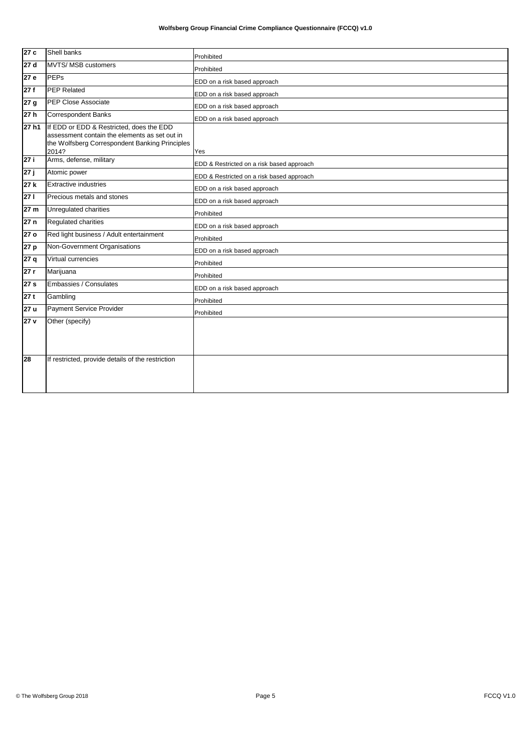| | | |
|---|---|---|
| **27 c** | Shell banks | Prohibited |
| **27 d** | MVTS/ MSB customers | Prohibited |
| **27 e** | PEPs | EDD on a risk based approach |
| **27 f** | PEP Related | EDD on a risk based approach |
| **27 g** | PEP Close Associate | EDD on a risk based approach |
| **27 h** | Correspondent Banks | EDD on a risk based approach |
| **27 h1** | If EDD or EDD & Restricted, does the EDD assessment contain the elements as set out in the Wolfsberg Correspondent Banking Principles 2014? | Yes |
| **27 i** | Arms, defense, military | EDD & Restricted on a risk based approach |
| **27 j** | Atomic power | EDD & Restricted on a risk based approach |
| **27 k** | Extractive industries | EDD on a risk based approach |
| **27 l** | Precious metals and stones | EDD on a risk based approach |
| **27 m** | Unregulated charities | Prohibited |
| **27 n** | Regulated charities | EDD on a risk based approach |
| **27 o** | Red light business / Adult entertainment | Prohibited |
| **27 p** | Non-Government Organisations | EDD on a risk based approach |
| **27 q** | Virtual currencies | Prohibited |
| **27 r** | Marijuana | Prohibited |
| **27 s** | Embassies / Consulates | EDD on a risk based approach |
| **27 t** | Gambling | Prohibited |
| **27 u** | Payment Service Provider | Prohibited |
| **27 v** | Other (specify) | |
| **28** | If restricted, provide details of the restriction | |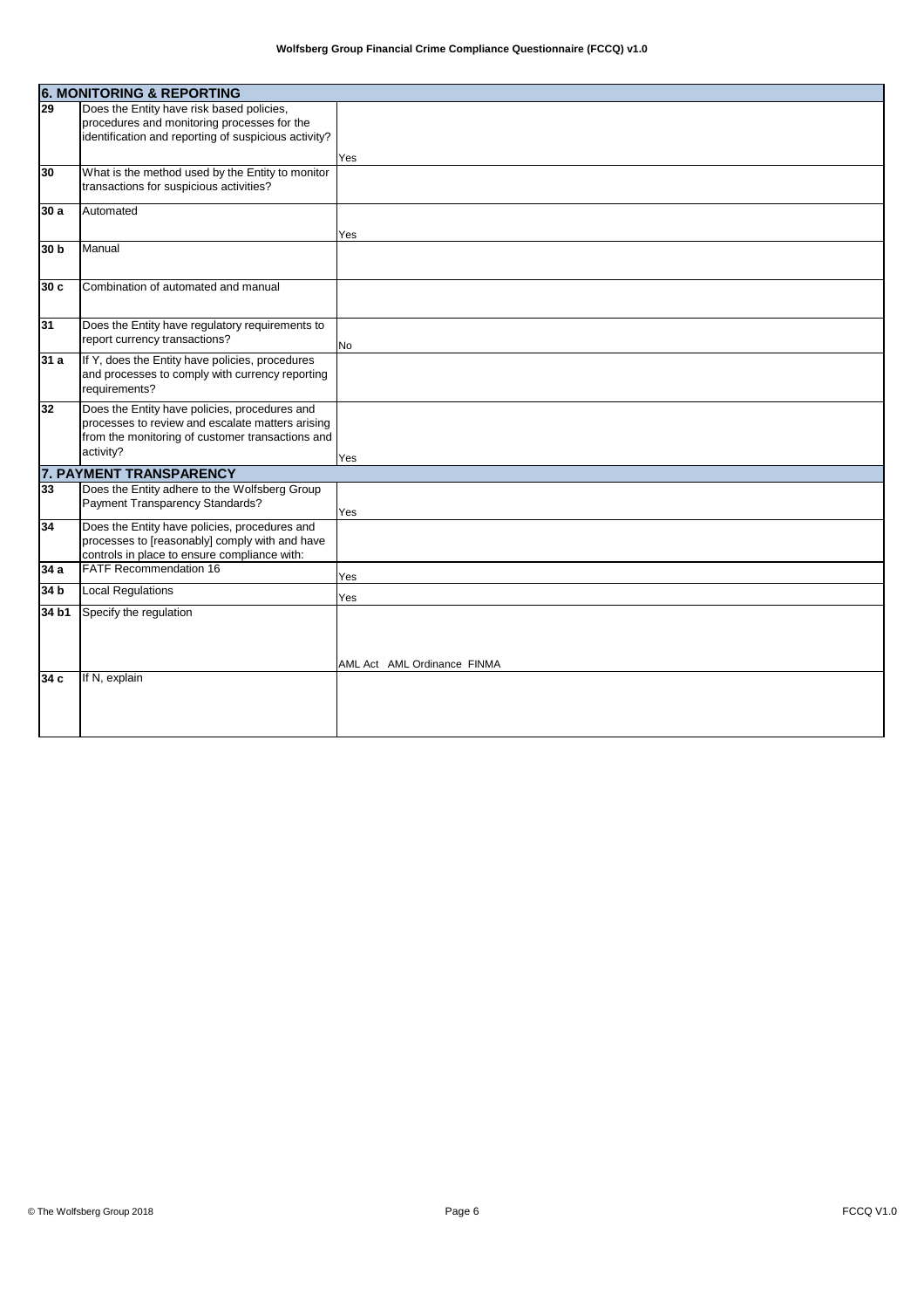| | | |
|---|---|---|
| **6. MONITORING & REPORTING** | | |
| 29 | Does the Entity have risk based policies, procedures and monitoring processes for the identification and reporting of suspicious activity? | Yes |
| 30 | What is the method used by the Entity to monitor transactions for suspicious activities? | |
| 30 a | Automated | Yes |
| 30 b | Manual | |
| 30 c | Combination of automated and manual | |
| 31 | Does the Entity have regulatory requirements to report currency transactions? | No |
| 31 a | If Y, does the Entity have policies, procedures and processes to comply with currency reporting requirements? | |
| 32 | Does the Entity have policies, procedures and processes to review and escalate matters arising from the monitoring of customer transactions and activity? | Yes |
| **7. PAYMENT TRANSPARENCY** | | |
| 33 | Does the Entity adhere to the Wolfsberg Group Payment Transparency Standards? | Yes |
| 34 | Does the Entity have policies, procedures and processes to [reasonably] comply with and have controls in place to ensure compliance with: | |
| 34 a | FATF Recommendation 16 | Yes |
| 34 b | Local Regulations | Yes |
| 34 b1 | Specify the regulation | AML Act AML Ordinance FINMA |
| 34 c | If N, explain | |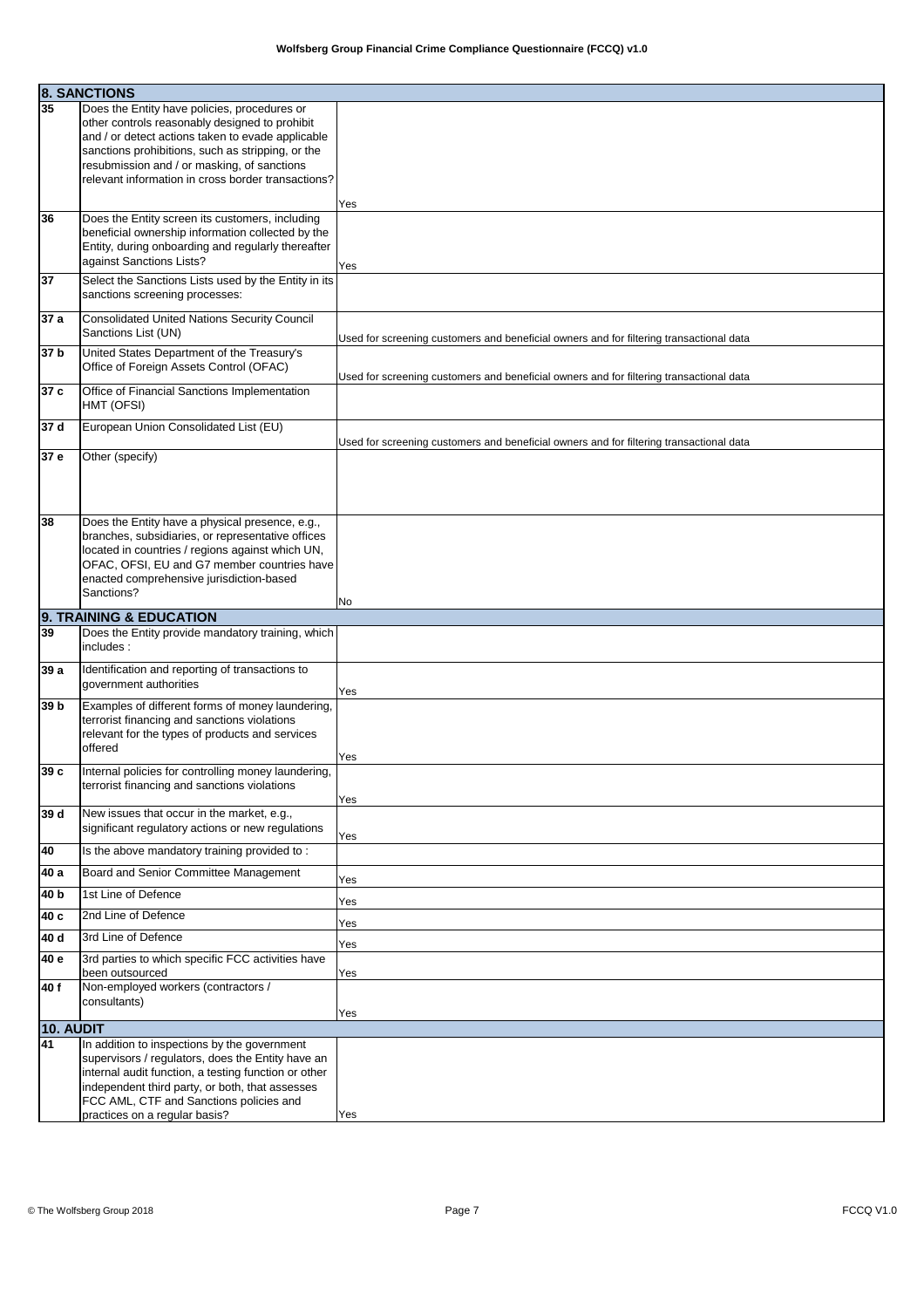| | | |
|---|---|---|
| **8. SANCTIONS** | | |
| 35 | Does the Entity have policies, procedures or other controls reasonably designed to prohibit and / or detect actions taken to evade applicable sanctions prohibitions, such as stripping, or the resubmission and / or masking, of sanctions relevant information in cross border transactions? | Yes |
| 36 | Does the Entity screen its customers, including beneficial ownership information collected by the Entity, during onboarding and regularly thereafter against Sanctions Lists? | Yes |
| 37 | Select the Sanctions Lists used by the Entity in its sanctions screening processes: | |
| 37 a | Consolidated United Nations Security Council Sanctions List (UN) | Used for screening customers and beneficial owners and for filtering transactional data |
| 37 b | United States Department of the Treasury's Office of Foreign Assets Control (OFAC) | Used for screening customers and beneficial owners and for filtering transactional data |
| 37 c | Office of Financial Sanctions Implementation HMT (OFSI) | |
| 37 d | European Union Consolidated List (EU) | Used for screening customers and beneficial owners and for filtering transactional data |
| 37 e | Other (specify) | |
| 38 | Does the Entity have a physical presence, e.g., branches, subsidiaries, or representative offices located in countries / regions against which UN, OFAC, OFSI, EU and G7 member countries have enacted comprehensive jurisdiction-based Sanctions? | No |
| **9. TRAINING & EDUCATION** | | |
| 39 | Does the Entity provide mandatory training, which includes : | |
| 39 a | Identification and reporting of transactions to government authorities | Yes |
| 39 b | Examples of different forms of money laundering, terrorist financing and sanctions violations relevant for the types of products and services offered | Yes |
| 39 c | Internal policies for controlling money laundering, terrorist financing and sanctions violations | Yes |
| 39 d | New issues that occur in the market, e.g., significant regulatory actions or new regulations | Yes |
| 40 | Is the above mandatory training provided to : | |
| 40 a | Board and Senior Committee Management | Yes |
| 40 b | 1st Line of Defence | Yes |
| 40 c | 2nd Line of Defence | Yes |
| 40 d | 3rd Line of Defence | Yes |
| 40 e | 3rd parties to which specific FCC activities have been outsourced | Yes |
| 40 f | Non-employed workers (contractors / consultants) | Yes |
| **10. AUDIT** | | |
| 41 | In addition to inspections by the government supervisors / regulators, does the Entity have an internal audit function, a testing function or other independent third party, or both, that assesses FCC AML, CTF and Sanctions policies and practices on a regular basis? | Yes |